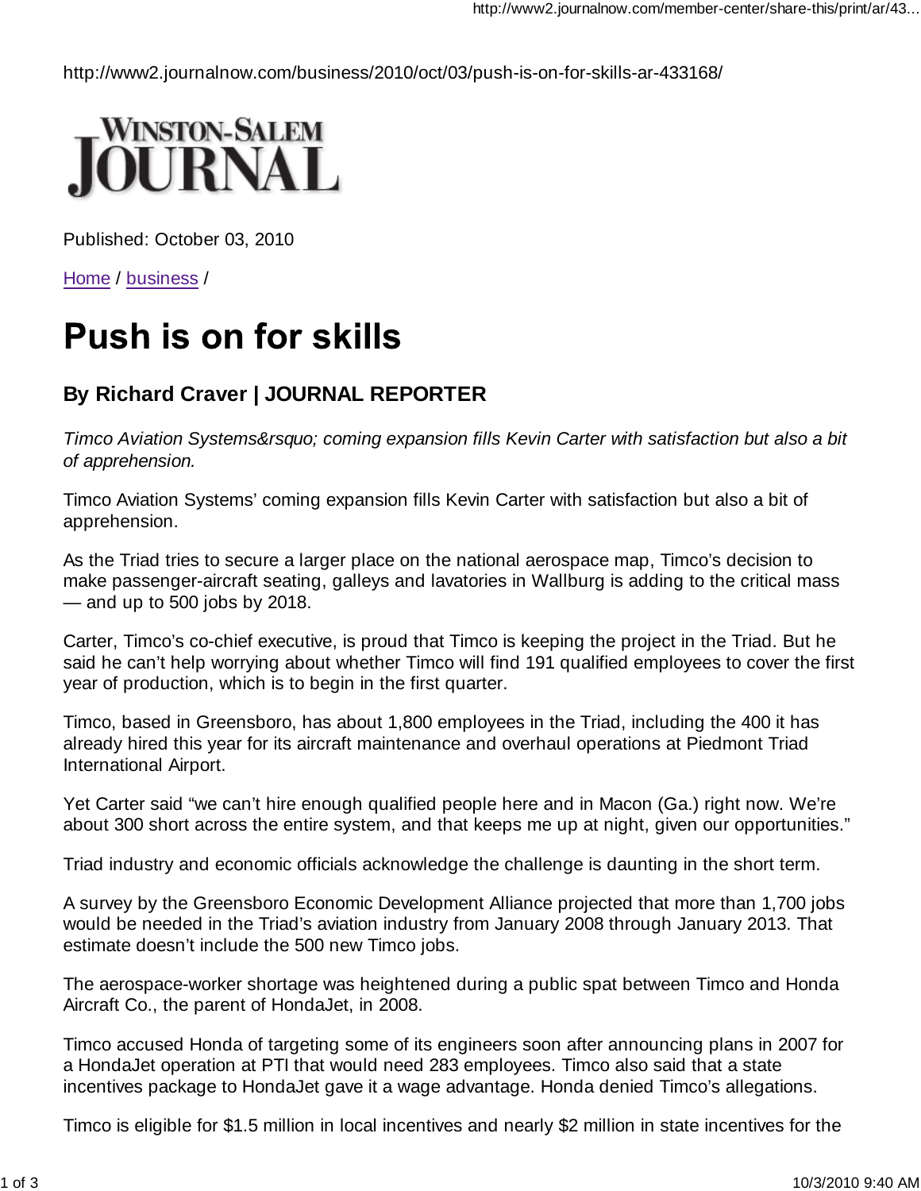http://www2.journalnow.com/business/2010/oct/03/push-is-on-for-skills-ar-433168/

Winston-Salem Journal

Published: October 03, 2010

Home / business /

# Push is on for skills

## By Richard Craver | JOURNAL REPORTER

*Timco Aviation Systems&rsquo; coming expansion fills Kevin Carter with satisfaction but also a bit of apprehension.*

Timco Aviation Systems' coming expansion fills Kevin Carter with satisfaction but also a bit of apprehension.

As the Triad tries to secure a larger place on the national aerospace map, Timco's decision to make passenger-aircraft seating, galleys and lavatories in Wallburg is adding to the critical mass — and up to 500 jobs by 2018.

Carter, Timco's co-chief executive, is proud that Timco is keeping the project in the Triad. But he said he can't help worrying about whether Timco will find 191 qualified employees to cover the first year of production, which is to begin in the first quarter.

Timco, based in Greensboro, has about 1,800 employees in the Triad, including the 400 it has already hired this year for its aircraft maintenance and overhaul operations at Piedmont Triad International Airport.

Yet Carter said "we can't hire enough qualified people here and in Macon (Ga.) right now. We're about 300 short across the entire system, and that keeps me up at night, given our opportunities."

Triad industry and economic officials acknowledge the challenge is daunting in the short term.

A survey by the Greensboro Economic Development Alliance projected that more than 1,700 jobs would be needed in the Triad's aviation industry from January 2008 through January 2013. That estimate doesn't include the 500 new Timco jobs.

The aerospace-worker shortage was heightened during a public spat between Timco and Honda Aircraft Co., the parent of HondaJet, in 2008.

Timco accused Honda of targeting some of its engineers soon after announcing plans in 2007 for a HondaJet operation at PTI that would need 283 employees. Timco also said that a state incentives package to HondaJet gave it a wage advantage. Honda denied Timco's allegations.

Timco is eligible for $1.5 million in local incentives and nearly $2 million in state incentives for the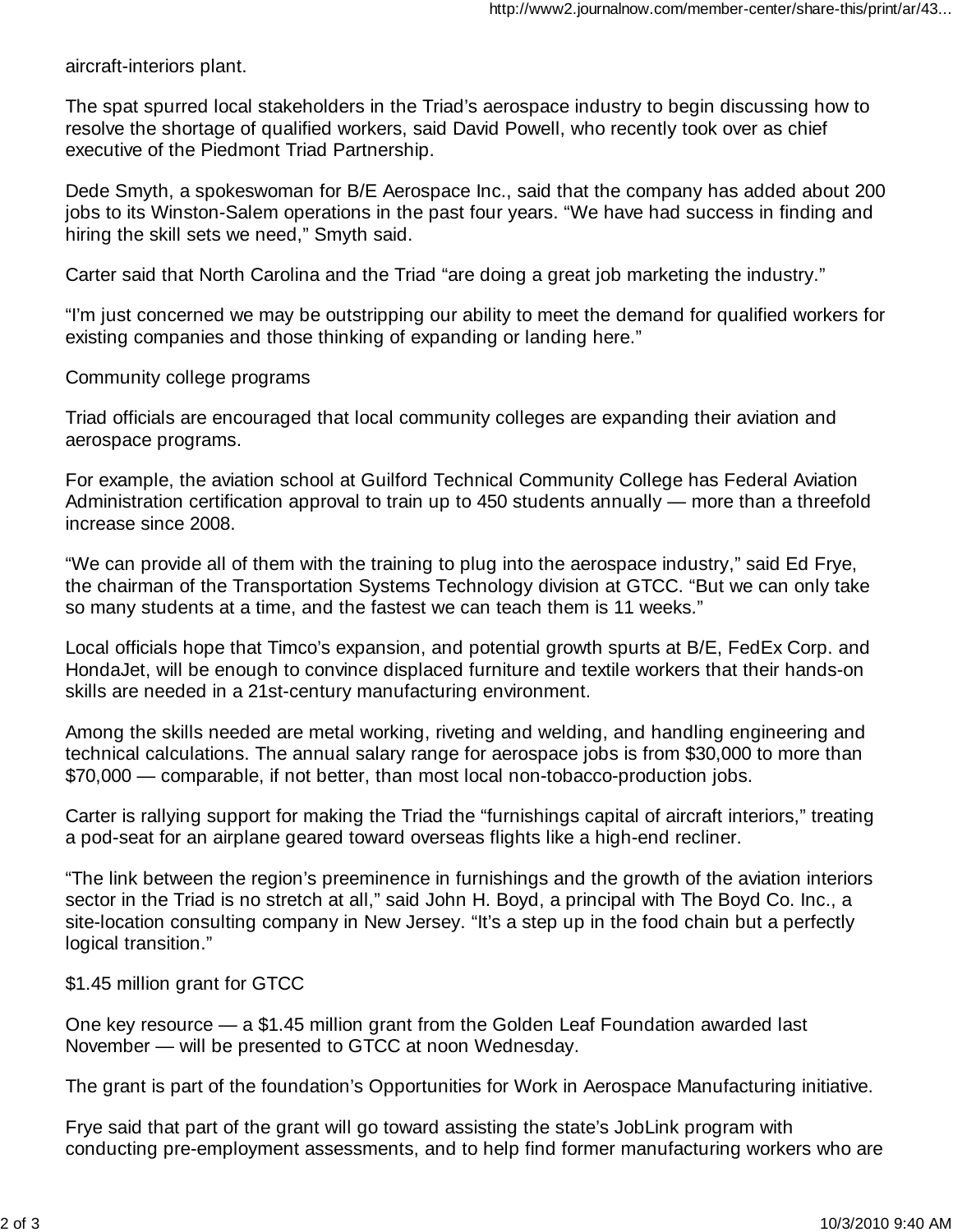aircraft-interiors plant.

The spat spurred local stakeholders in the Triad's aerospace industry to begin discussing how to resolve the shortage of qualified workers, said David Powell, who recently took over as chief executive of the Piedmont Triad Partnership.

Dede Smyth, a spokeswoman for B/E Aerospace Inc., said that the company has added about 200 jobs to its Winston-Salem operations in the past four years. "We have had success in finding and hiring the skill sets we need," Smyth said.

Carter said that North Carolina and the Triad "are doing a great job marketing the industry."

"I'm just concerned we may be outstripping our ability to meet the demand for qualified workers for existing companies and those thinking of expanding or landing here."

## Community college programs

Triad officials are encouraged that local community colleges are expanding their aviation and aerospace programs.

For example, the aviation school at Guilford Technical Community College has Federal Aviation Administration certification approval to train up to 450 students annually — more than a threefold increase since 2008.

"We can provide all of them with the training to plug into the aerospace industry," said Ed Frye, the chairman of the Transportation Systems Technology division at GTCC. "But we can only take so many students at a time, and the fastest we can teach them is 11 weeks."

Local officials hope that Timco's expansion, and potential growth spurts at B/E, FedEx Corp. and HondaJet, will be enough to convince displaced furniture and textile workers that their hands-on skills are needed in a 21st-century manufacturing environment.

Among the skills needed are metal working, riveting and welding, and handling engineering and technical calculations. The annual salary range for aerospace jobs is from $30,000 to more than $70,000 — comparable, if not better, than most local non-tobacco-production jobs.

Carter is rallying support for making the Triad the "furnishings capital of aircraft interiors," treating a pod-seat for an airplane geared toward overseas flights like a high-end recliner.

"The link between the region's preeminence in furnishings and the growth of the aviation interiors sector in the Triad is no stretch at all," said John H. Boyd, a principal with The Boyd Co. Inc., a site-location consulting company in New Jersey. "It's a step up in the food chain but a perfectly logical transition."

## $1.45 million grant for GTCC

One key resource — a $1.45 million grant from the Golden Leaf Foundation awarded last November — will be presented to GTCC at noon Wednesday.

The grant is part of the foundation's Opportunities for Work in Aerospace Manufacturing initiative.

Frye said that part of the grant will go toward assisting the state's JobLink program with conducting pre-employment assessments, and to help find former manufacturing workers who are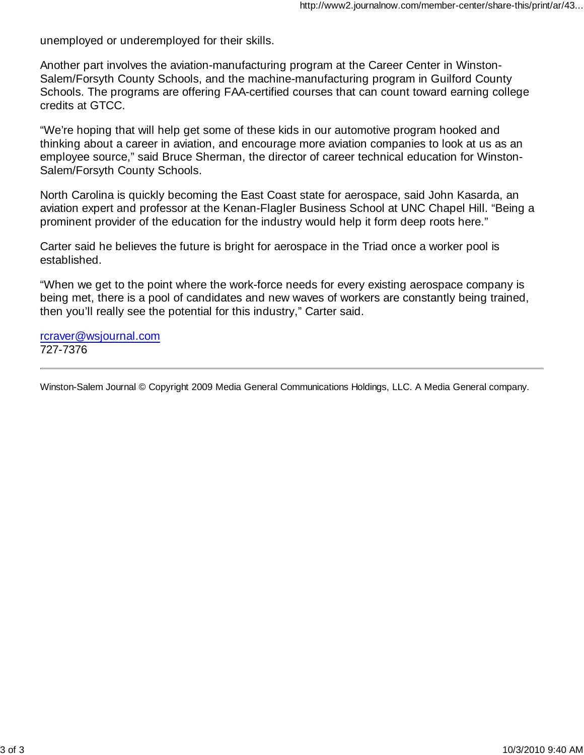unemployed or underemployed for their skills.

Another part involves the aviation-manufacturing program at the Career Center in Winston-Salem/Forsyth County Schools, and the machine-manufacturing program in Guilford County Schools. The programs are offering FAA-certified courses that can count toward earning college credits at GTCC.

“We’re hoping that will help get some of these kids in our automotive program hooked and thinking about a career in aviation, and encourage more aviation companies to look at us as an employee source,” said Bruce Sherman, the director of career technical education for Winston-Salem/Forsyth County Schools.

North Carolina is quickly becoming the East Coast state for aerospace, said John Kasarda, an aviation expert and professor at the Kenan-Flagler Business School at UNC Chapel Hill. “Being a prominent provider of the education for the industry would help it form deep roots here.”

Carter said he believes the future is bright for aerospace in the Triad once a worker pool is established.

“When we get to the point where the work-force needs for every existing aerospace company is being met, there is a pool of candidates and new waves of workers are constantly being trained, then you’ll really see the potential for this industry,” Carter said.

rcraver@wsjournal.com
727-7376

---

Winston-Salem Journal © Copyright 2009 Media General Communications Holdings, LLC. A Media General company.